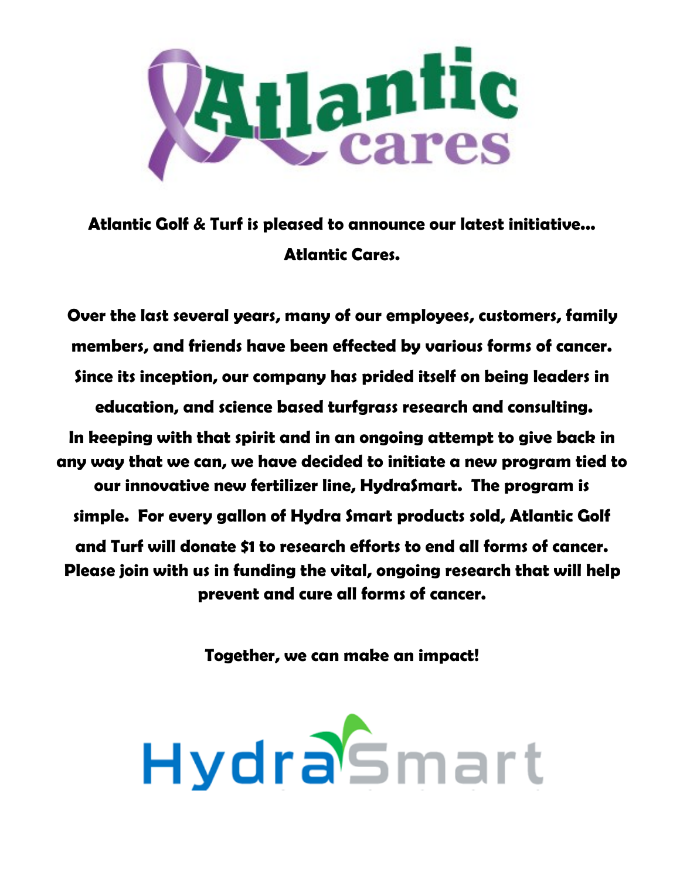# Atlantic cares

**Atlantic Golf & Turf is pleased to announce our latest initiative… Atlantic Cares.**

**Over the last several years, many of our employees, customers, family members, and friends have been effected by various forms of cancer. Since its inception, our company has prided itself on being leaders in education, and science based turfgrass research and consulting. In keeping with that spirit and in an ongoing attempt to give back in any way that we can, we have decided to initiate a new program tied to our innovative new fertilizer line, HydraSmart. The program is simple. For every gallon of Hydra Smart products sold, Atlantic Golf and Turf will donate $1 to research efforts to end all forms of cancer. Please join with us in funding the vital, ongoing research that will help prevent and cure all forms of cancer.**

**Together, we can make an impact!**

HydraSmart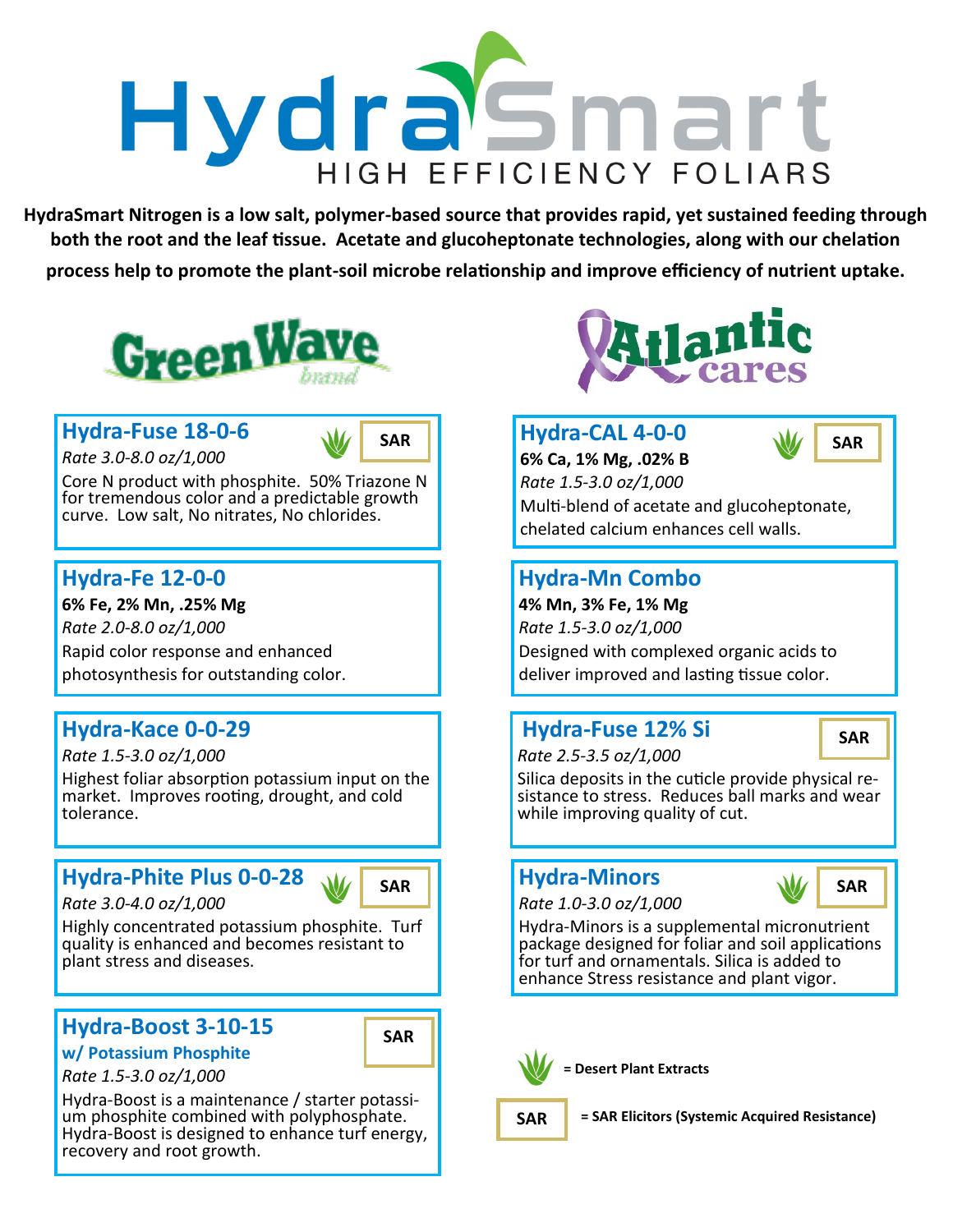# HydraSmart

HIGH EFFICIENCY FOLIARS

**HydraSmart Nitrogen is a low salt, polymer-based source that provides rapid, yet sustained feeding through both the root and the leaf tissue. Acetate and glucoheptonate technologies, along with our chelation process help to promote the plant-soil microbe relationship and improve efficiency of nutrient uptake.**

## GreenWave brand

### Hydra-Fuse 18-0-6

SAR

*Rate 3.0-8.0 oz/1,000*

Core N product with phosphite. 50% Triazone N for tremendous color and a predictable growth curve. Low salt, No nitrates, No chlorides.

### Hydra-Fe 12-0-0

**6% Fe, 2% Mn, .25% Mg**

*Rate 2.0-8.0 oz/1,000*

Rapid color response and enhanced photosynthesis for outstanding color.

### Hydra-Kace 0-0-29

*Rate 1.5-3.0 oz/1,000*

Highest foliar absorption potassium input on the market. Improves rooting, drought, and cold tolerance.

### Hydra-Phite Plus 0-0-28

SAR

*Rate 3.0-4.0 oz/1,000*

Highly concentrated potassium phosphite. Turf quality is enhanced and becomes resistant to plant stress and diseases.

### Hydra-Boost 3-10-15

**w/ Potassium Phosphite**

SAR

*Rate 1.5-3.0 oz/1,000*

Hydra-Boost is a maintenance / starter potassium phosphite combined with polyphosphate. Hydra-Boost is designed to enhance turf energy, recovery and root growth.

## Atlantic cares

### Hydra-CAL 4-0-0

SAR

**6% Ca, 1% Mg, .02% B**

*Rate 1.5-3.0 oz/1,000*

Multi-blend of acetate and glucoheptonate, chelated calcium enhances cell walls.

### Hydra-Mn Combo

**4% Mn, 3% Fe, 1% Mg**

*Rate 1.5-3.0 oz/1,000*

Designed with complexed organic acids to deliver improved and lasting tissue color.

### Hydra-Fuse 12% Si

SAR

*Rate 2.5-3.5 oz/1,000*

Silica deposits in the cuticle provide physical resistance to stress. Reduces ball marks and wear while improving quality of cut.

### Hydra-Minors

SAR

*Rate 1.0-3.0 oz/1,000*

Hydra-Minors is a supplemental micronutrient package designed for foliar and soil applications for turf and ornamentals. Silica is added to enhance Stress resistance and plant vigor.

**= Desert Plant Extracts**

SAR **= SAR Elicitors (Systemic Acquired Resistance)**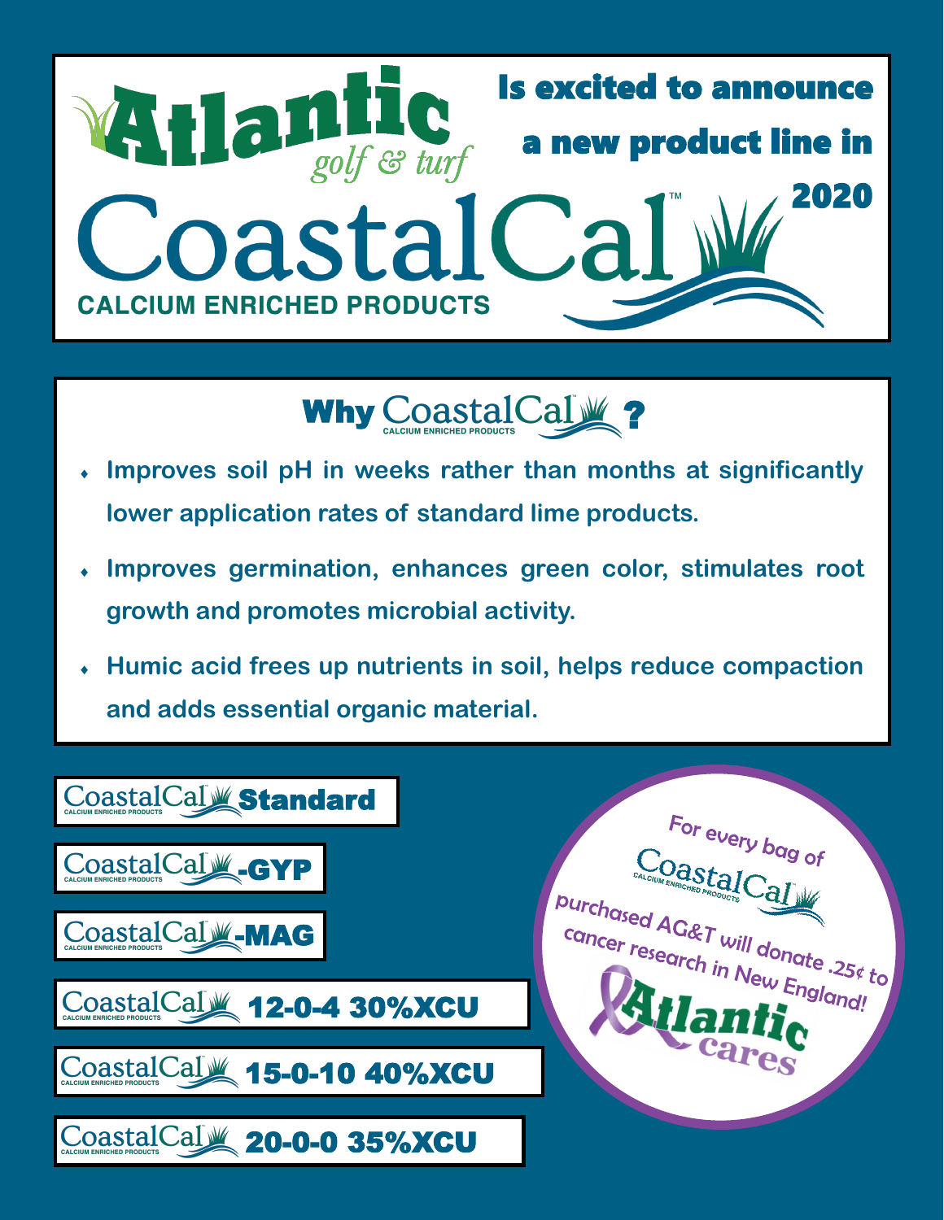# Atlantic golf & turf

**Is excited to announce a new product line in 2020**

# CoastalCal™

**CALCIUM ENRICHED PRODUCTS**

## Why CoastalCal™ ?

- **Improves soil pH in weeks rather than months at significantly lower application rates of standard lime products.**
- **Improves germination, enhances green color, stimulates root growth and promotes microbial activity.**
- **Humic acid frees up nutrients in soil, helps reduce compaction and adds essential organic material.**

**CoastalCal™ Standard**

**CoastalCal™-GYP**

**CoastalCal™-MAG**

**CoastalCal™ 12-0-4 30%XCU**

**CoastalCal™ 15-0-10 40%XCU**

**CoastalCal™ 20-0-0 35%XCU**

For every bag of CoastalCal™ purchased AG&T will donate .25¢ to cancer research in New England!

Atlantic cares